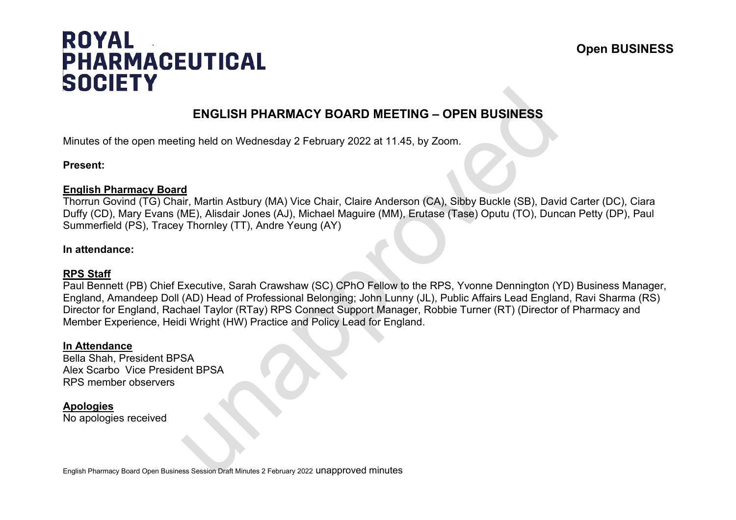**ROYAL PHARMACEUTICAL SOCIETY**

**Open BUSINESS**

# ENGLISH PHARMACY BOARD MEETING – OPEN BUSINESS

Minutes of the open meeting held on Wednesday 2 February 2022 at 11.45, by Zoom.

**Present:**

**English Pharmacy Board**
Thorrun Govind (TG) Chair, Martin Astbury (MA) Vice Chair, Claire Anderson (CA), Sibby Buckle (SB), David Carter (DC), Ciara Duffy (CD), Mary Evans (ME), Alisdair Jones (AJ), Michael Maguire (MM), Erutase (Tase) Oputu (TO), Duncan Petty (DP), Paul Summerfield (PS), Tracey Thornley (TT), Andre Yeung (AY)

**In attendance:**

**RPS Staff**
Paul Bennett (PB) Chief Executive, Sarah Crawshaw (SC) CPhO Fellow to the RPS, Yvonne Dennington (YD) Business Manager, England, Amandeep Doll (AD) Head of Professional Belonging; John Lunny (JL), Public Affairs Lead England, Ravi Sharma (RS) Director for England, Rachael Taylor (RTay) RPS Connect Support Manager, Robbie Turner (RT) (Director of Pharmacy and Member Experience, Heidi Wright (HW) Practice and Policy Lead for England.

**In Attendance**
Bella Shah, President BPSA
Alex Scarbo Vice President BPSA
RPS member observers

**Apologies**
No apologies received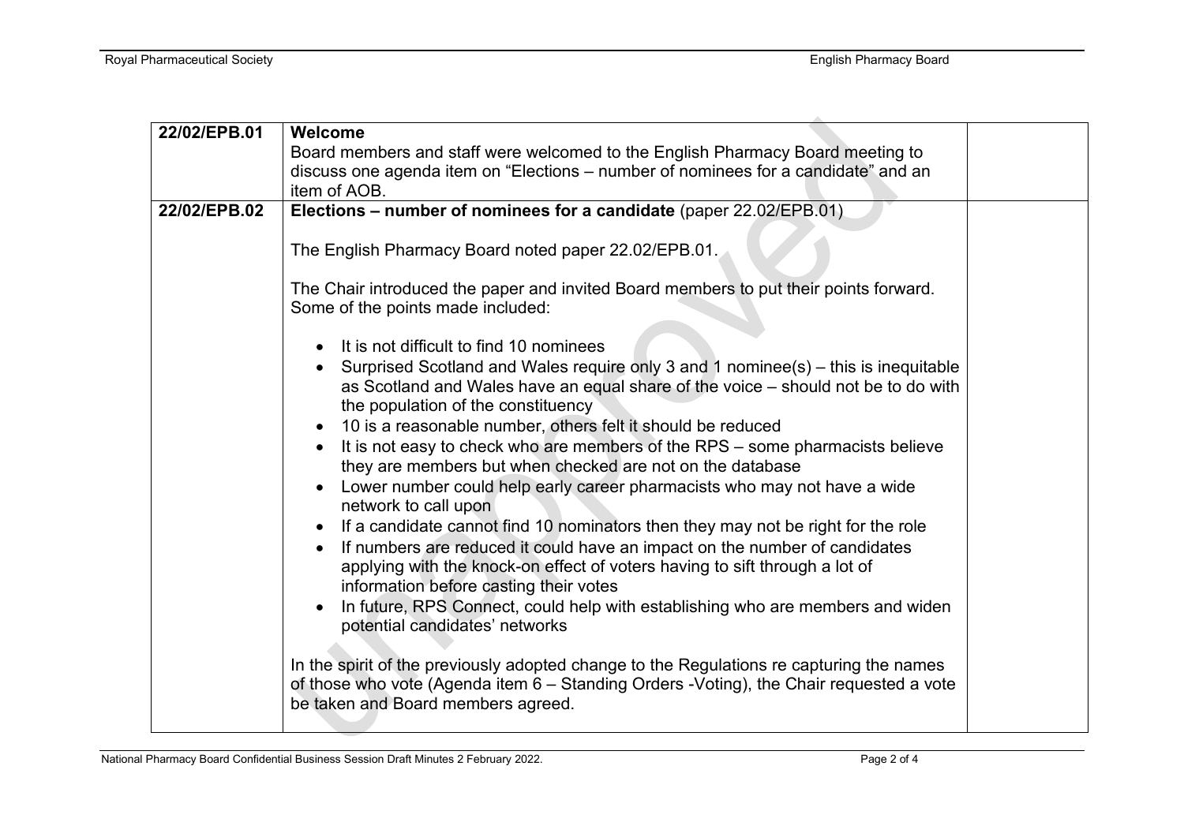| | | |
|---|---|---|
| 22/02/EPB.01 | **Welcome**<br>Board members and staff were welcomed to the English Pharmacy Board meeting to discuss one agenda item on "Elections – number of nominees for a candidate" and an item of AOB. | |
| 22/02/EPB.02 | **Elections – number of nominees for a candidate** (paper 22.02/EPB.01)<br><br>The English Pharmacy Board noted paper 22.02/EPB.01.<br><br>The Chair introduced the paper and invited Board members to put their points forward. Some of the points made included:<br><br>• It is not difficult to find 10 nominees<br>• Surprised Scotland and Wales require only 3 and 1 nominee(s) – this is inequitable as Scotland and Wales have an equal share of the voice – should not be to do with the population of the constituency<br>• 10 is a reasonable number, others felt it should be reduced<br>• It is not easy to check who are members of the RPS – some pharmacists believe they are members but when checked are not on the database<br>• Lower number could help early career pharmacists who may not have a wide network to call upon<br>• If a candidate cannot find 10 nominators then they may not be right for the role<br>• If numbers are reduced it could have an impact on the number of candidates applying with the knock-on effect of voters having to sift through a lot of information before casting their votes<br>• In future, RPS Connect, could help with establishing who are members and widen potential candidates' networks<br><br>In the spirit of the previously adopted change to the Regulations re capturing the names of those who vote (Agenda item 6 – Standing Orders -Voting), the Chair requested a vote be taken and Board members agreed. | |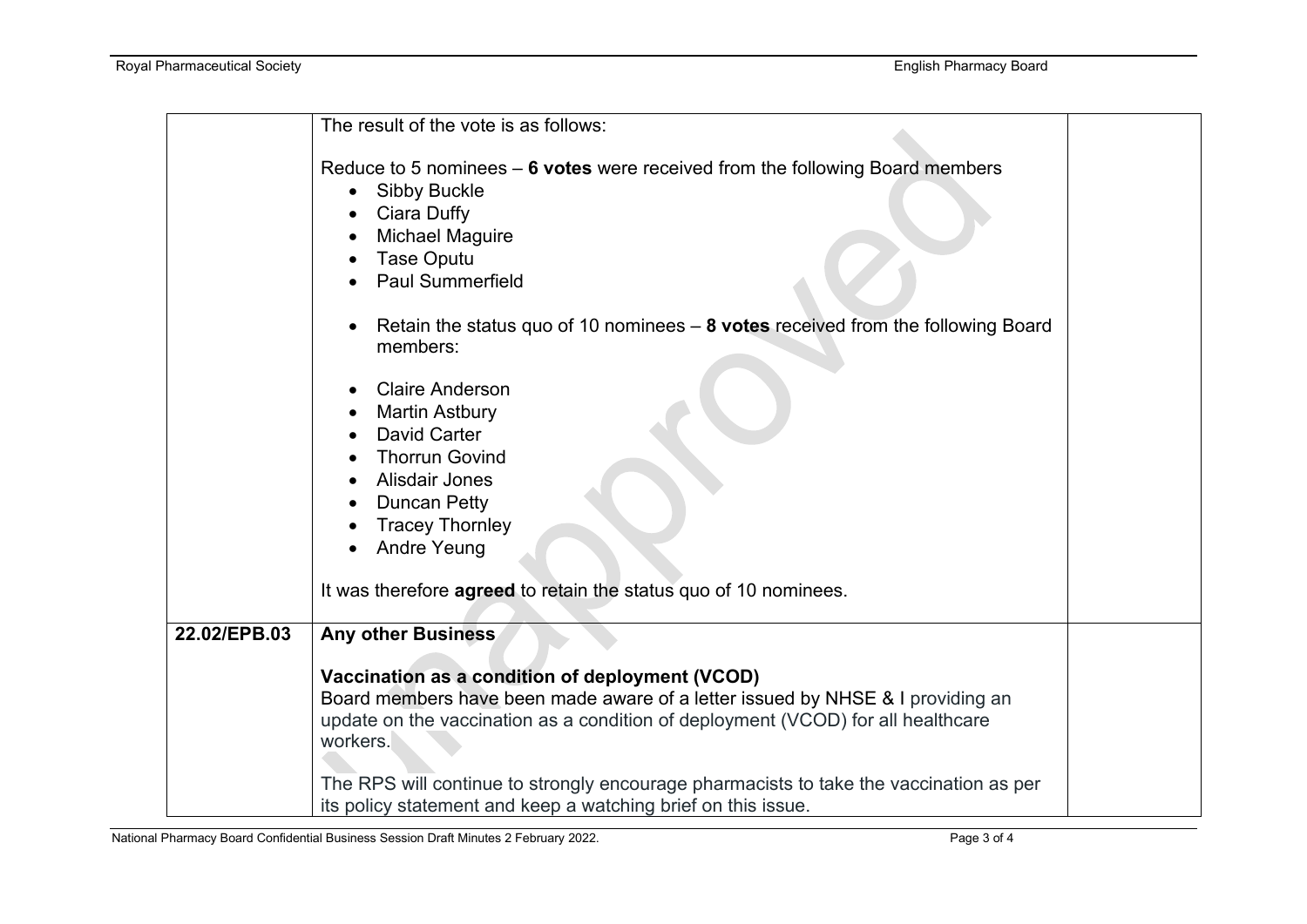| | | |
|---|---|---|
| | The result of the vote is as follows:<br><br>Reduce to 5 nominees – **6 votes** were received from the following Board members<br>• Sibby Buckle<br>• Ciara Duffy<br>• Michael Maguire<br>• Tase Oputu<br>• Paul Summerfield<br><br>• Retain the status quo of 10 nominees – **8 votes** received from the following Board members:<br><br>• Claire Anderson<br>• Martin Astbury<br>• David Carter<br>• Thorrun Govind<br>• Alisdair Jones<br>• Duncan Petty<br>• Tracey Thornley<br>• Andre Yeung<br><br>It was therefore **agreed** to retain the status quo of 10 nominees. | |
| **22.02/EPB.03** | **Any other Business**<br><br>**Vaccination as a condition of deployment (VCOD)**<br>Board members have been made aware of a letter issued by NHSE & I providing an update on the vaccination as a condition of deployment (VCOD) for all healthcare workers.<br><br>The RPS will continue to strongly encourage pharmacists to take the vaccination as per its policy statement and keep a watching brief on this issue. | |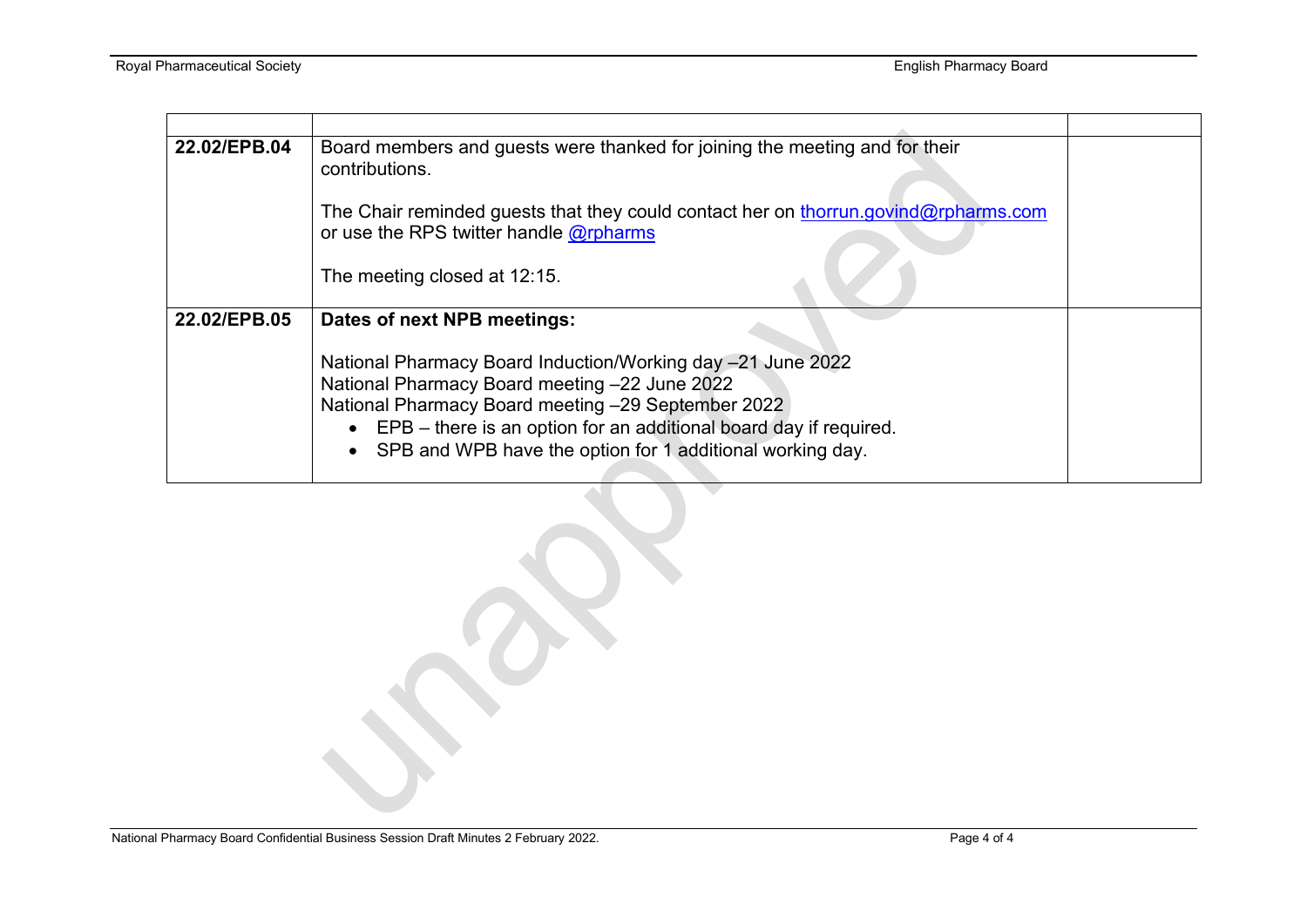| | | |
|---|---|---|
| 22.02/EPB.04 | Board members and guests were thanked for joining the meeting and for their contributions.<br><br>The Chair reminded guests that they could contact her on thorrun.govind@rpharms.com or use the RPS twitter handle @rpharms<br><br>The meeting closed at 12:15. | |
| 22.02/EPB.05 | **Dates of next NPB meetings:**<br><br>National Pharmacy Board Induction/Working day –21 June 2022<br>National Pharmacy Board meeting –22 June 2022<br>National Pharmacy Board meeting –29 September 2022<br>• EPB – there is an option for an additional board day if required.<br>• SPB and WPB have the option for 1 additional working day. | |